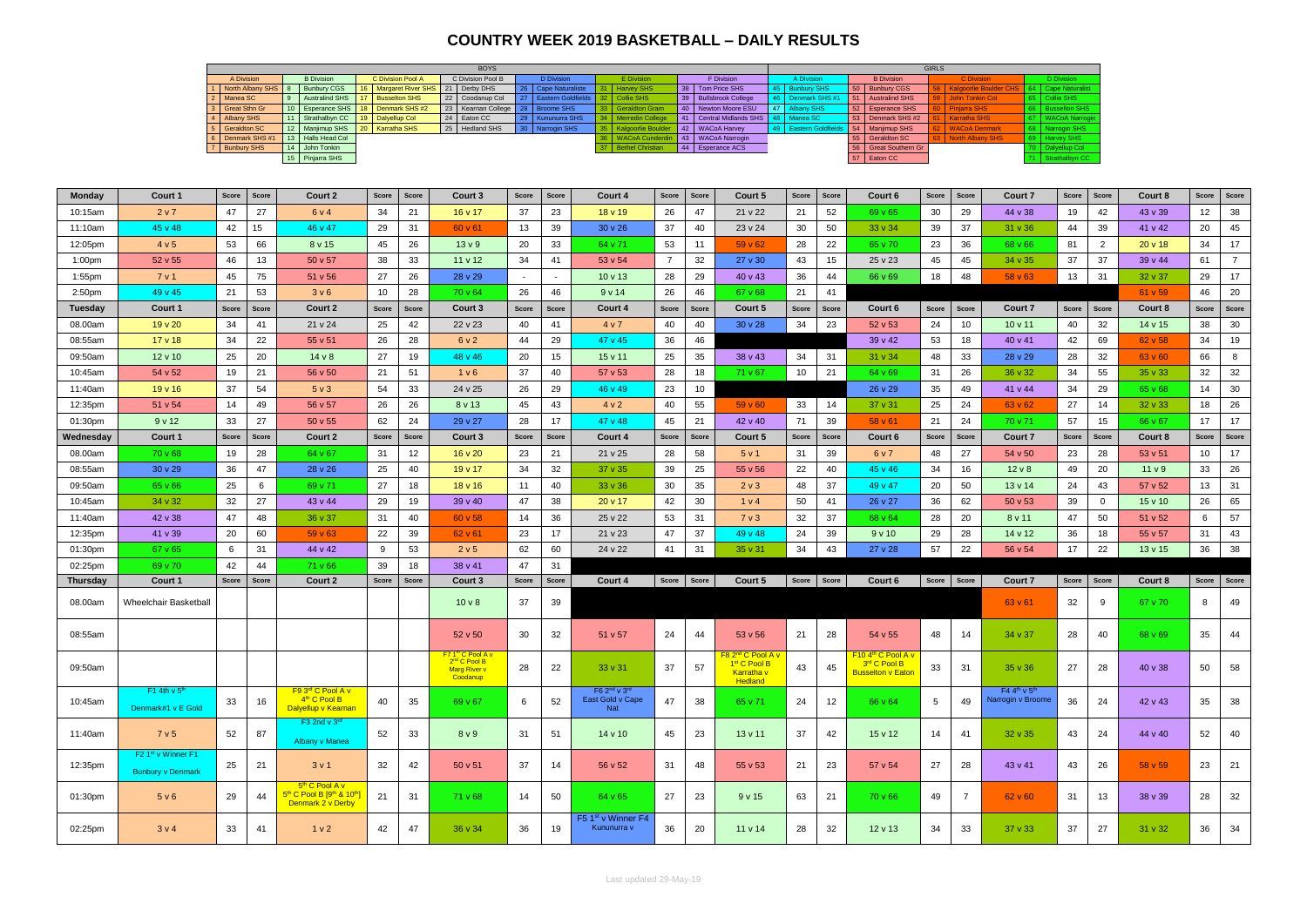# COUNTRY WEEK 2019 BASKETBALL – DAILY RESULTS

| BOYS | | | | | | | | | | | | | | GIRLS | | | | | | | |
|---|---|---|---|---|---|---|---|---|---|---|---|---|---|---|---|---|---|---|---|---|---|
| A Division | | B Division | | C Division Pool A | | C Division Pool B | | D Division | | E Division | | F Division | | A Division | | B Division | | C Division | | D Division | |
| 1 | North Albany SHS | 8 | Bunbury CGS | 16 | Margaret River SHS | 21 | Derby DHS | 26 | Cape Naturaliste | 31 | Harvey SHS | 38 | Tom Price SHS | 45 | Bunbury SHS | 50 | Bunbury CGS | 58 | Kalgoorlie Boulder CHS | 64 | Cape Naturaliste |
| 2 | Manea SC | 9 | Australind SHS | 17 | Busselton SHS | 22 | Coodanup Col | 27 | Eastern Goldfields | 32 | Collie SHS | 39 | Bullsbrook College | 46 | Denmark SHS #1 | 51 | Australind SHS | 59 | John Tonkin Col | 65 | Collie SHS |
| 3 | Great Sthn Gr | 10 | Esperance SHS | 18 | Denmark SHS #2 | 23 | Kearnan College | 28 | Broome SHS | 33 | Geraldton Gram | 40 | Newton Moore ESU | 47 | Albany SHS | 52 | Esperance SHS | 60 | Pinjarra SHS | 66 | Busselton SHS |
| 4 | Albany SHS | 11 | Strathalbyn CC | 19 | Dalyellup Col | 24 | Eaton CC | 29 | Kununurra SHS | 34 | Merredin College | 41 | Central Midlands SHS | 48 | Manea SC | 53 | Denmark SHS #2 | 61 | Karratha SHS | 67 | WACoA Narrogin |
| 5 | Geraldton SC | 12 | Manjimup SHS | 20 | Karratha SHS | 25 | Hedland SHS | 30 | Narrogin SHS | 35 | Kalgoorlie Boulder | 42 | WACoA Harvey | 49 | Eastern Goldfields | 54 | Manjimup SHS | 62 | WACoA Denmark | 68 | Narrogin SHS |
| 6 | Denmark SHS #1 | 13 | Halls Head Col | | | | | | | 36 | WACoA Cunderdin | 43 | WACoA Narrogin | | | 55 | Geraldton SC | 63 | North Albany SHS | 69 | Harvey SHS |
| 7 | Bunbury SHS | 14 | John Tonkin | | | | | | | 37 | Bethel Christian | 44 | Esperance ACS | | | 56 | Great Southern Gr | | | 70 | Dalyellup Col |
| | | 15 | Pinjarra SHS | | | | | | | | | | | | | 57 | Eaton CC | | | 71 | Strathalbyn CC |

| Monday | Court 1 | Score | Score | Court 2 | Score | Score | Court 3 | Score | Score | Court 4 | Score | Score | Court 5 | Score | Score | Court 6 | Score | Score | Court 7 | Score | Score | Court 8 | Score | Score |
|---|---|---|---|---|---|---|---|---|---|---|---|---|---|---|---|---|---|---|---|---|---|---|---|---|
| 10:15am | 2 v 7 | 47 | 27 | 6 v 4 | 34 | 21 | 16 v 17 | 37 | 23 | 18 v 19 | 26 | 47 | 21 v 22 | 21 | 52 | 69 v 65 | 30 | 29 | 44 v 38 | 19 | 42 | 43 v 39 | 12 | 38 |
| 11:10am | 45 v 48 | 42 | 15 | 46 v 47 | 29 | 31 | 60 v 61 | 13 | 39 | 30 v 26 | 37 | 40 | 23 v 24 | 30 | 50 | 33 v 34 | 39 | 37 | 31 v 36 | 44 | 39 | 41 v 42 | 20 | 45 |
| 12:05pm | 4 v 5 | 53 | 66 | 8 v 15 | 45 | 26 | 13 v 9 | 20 | 33 | 64 v 71 | 53 | 11 | 59 v 62 | 28 | 22 | 65 v 70 | 23 | 36 | 68 v 66 | 81 | 2 | 20 v 18 | 34 | 17 |
| 1:00pm | 52 v 55 | 46 | 13 | 50 v 57 | 38 | 33 | 11 v 12 | 34 | 41 | 53 v 54 | 7 | 32 | 27 v 30 | 43 | 15 | 25 v 23 | 45 | 45 | 34 v 35 | 37 | 37 | 39 v 44 | 61 | 7 |
| 1:55pm | 7 v 1 | 45 | 75 | 51 v 56 | 27 | 26 | 28 v 29 | - | - | 10 v 13 | 28 | 29 | 40 v 43 | 36 | 44 | 66 v 69 | 18 | 48 | 58 v 63 | 13 | 31 | 32 v 37 | 29 | 17 |
| 2:50pm | 49 v 45 | 21 | 53 | 3 v 6 | 10 | 28 | 70 v 64 | 26 | 46 | 9 v 14 | 26 | 46 | 67 v 68 | 21 | 41 | | | | | | | 61 v 59 | 46 | 20 |
| **Tuesday** | **Court 1** | **Score** | **Score** | **Court 2** | **Score** | **Score** | **Court 3** | **Score** | **Score** | **Court 4** | **Score** | **Score** | **Court 5** | **Score** | **Score** | **Court 6** | **Score** | **Score** | **Court 7** | **Score** | **Score** | **Court 8** | **Score** | **Score** |
| 08.00am | 19 v 20 | 34 | 41 | 21 v 24 | 25 | 42 | 22 v 23 | 40 | 41 | 4 v 7 | 40 | 40 | 30 v 28 | 34 | 23 | 52 v 53 | 24 | 10 | 10 v 11 | 40 | 32 | 14 v 15 | 38 | 30 |
| 08:55am | 17 v 18 | 34 | 22 | 55 v 51 | 26 | 28 | 6 v 2 | 44 | 29 | 47 v 45 | 36 | 46 | | | | 39 v 42 | 53 | 18 | 40 v 41 | 42 | 69 | 62 v 58 | 34 | 19 |
| 09:50am | 12 v 10 | 25 | 20 | 14 v 8 | 27 | 19 | 48 v 46 | 20 | 15 | 15 v 11 | 25 | 35 | 38 v 43 | 34 | 31 | 31 v 34 | 48 | 33 | 28 v 29 | 28 | 32 | 63 v 60 | 66 | 8 |
| 10:45am | 54 v 52 | 19 | 21 | 56 v 50 | 21 | 51 | 1 v 6 | 37 | 40 | 57 v 53 | 28 | 18 | 71 v 67 | 10 | 21 | 64 v 69 | 31 | 26 | 36 v 32 | 34 | 55 | 35 v 33 | 32 | 32 |
| 11:40am | 19 v 16 | 37 | 54 | 5 v 3 | 54 | 33 | 24 v 25 | 26 | 29 | 46 v 49 | 23 | 10 | | | | 26 v 29 | 35 | 49 | 41 v 44 | 34 | 29 | 65 v 68 | 14 | 30 |
| 12:35pm | 51 v 54 | 14 | 49 | 56 v 57 | 26 | 26 | 8 v 13 | 45 | 43 | 4 v 2 | 40 | 55 | 59 v 60 | 33 | 14 | 37 v 31 | 25 | 24 | 63 v 62 | 27 | 14 | 32 v 33 | 18 | 26 |
| 01:30pm | 9 v 12 | 33 | 27 | 50 v 55 | 62 | 24 | 29 v 27 | 28 | 17 | 47 v 48 | 45 | 21 | 42 v 40 | 71 | 39 | 58 v 61 | 21 | 24 | 70 v 71 | 57 | 15 | 66 v 67 | 17 | 17 |
| **Wednesday** | **Court 1** | **Score** | **Score** | **Court 2** | **Score** | **Score** | **Court 3** | **Score** | **Score** | **Court 4** | **Score** | **Score** | **Court 5** | **Score** | **Score** | **Court 6** | **Score** | **Score** | **Court 7** | **Score** | **Score** | **Court 8** | **Score** | **Score** |
| 08.00am | 70 v 68 | 19 | 28 | 64 v 67 | 31 | 12 | 16 v 20 | 23 | 21 | 21 v 25 | 28 | 58 | 5 v 1 | 31 | 39 | 6 v 7 | 48 | 27 | 54 v 50 | 23 | 28 | 53 v 51 | 10 | 17 |
| 08:55am | 30 v 29 | 36 | 47 | 28 v 26 | 25 | 40 | 19 v 17 | 34 | 32 | 37 v 35 | 39 | 25 | 55 v 56 | 22 | 40 | 45 v 46 | 34 | 16 | 12 v 8 | 49 | 20 | 11 v 9 | 33 | 26 |
| 09:50am | 65 v 66 | 25 | 6 | 69 v 71 | 27 | 18 | 18 v 16 | 11 | 40 | 33 v 36 | 30 | 35 | 2 v 3 | 48 | 37 | 49 v 47 | 20 | 50 | 13 v 14 | 24 | 43 | 57 v 52 | 13 | 31 |
| 10:45am | 34 v 32 | 32 | 27 | 43 v 44 | 29 | 19 | 39 v 40 | 47 | 38 | 20 v 17 | 42 | 30 | 1 v 4 | 50 | 41 | 26 v 27 | 36 | 62 | 50 v 53 | 39 | 0 | 15 v 10 | 26 | 65 |
| 11:40am | 42 v 38 | 47 | 48 | 36 v 37 | 31 | 40 | 60 v 58 | 14 | 36 | 25 v 22 | 53 | 31 | 7 v 3 | 32 | 37 | 68 v 64 | 28 | 20 | 8 v 11 | 47 | 50 | 51 v 52 | 6 | 57 |
| 12:35pm | 41 v 39 | 20 | 60 | 59 v 63 | 22 | 39 | 62 v 61 | 23 | 17 | 21 v 23 | 47 | 37 | 49 v 48 | 24 | 39 | 9 v 10 | 29 | 28 | 14 v 12 | 36 | 18 | 55 v 57 | 31 | 43 |
| 01:30pm | 67 v 65 | 6 | 31 | 44 v 42 | 9 | 53 | 2 v 5 | 62 | 60 | 24 v 22 | 41 | 31 | 35 v 31 | 34 | 43 | 27 v 28 | 57 | 22 | 56 v 54 | 17 | 22 | 13 v 15 | 36 | 38 |
| 02:25pm | 69 v 70 | 42 | 44 | 71 v 66 | 39 | 18 | 38 v 41 | 47 | 31 | | | | | | | | | | | | | | | |
| **Thursday** | **Court 1** | **Score** | **Score** | **Court 2** | **Score** | **Score** | **Court 3** | **Score** | **Score** | **Court 4** | **Score** | **Score** | **Court 5** | **Score** | **Score** | **Court 6** | **Score** | **Score** | **Court 7** | **Score** | **Score** | **Court 8** | **Score** | **Score** |
| 08.00am | Wheelchair Basketball | | | | | | 10 v 8 | 37 | 39 | | | | | | | | | | 63 v 61 | 32 | 9 | 67 v 70 | 8 | 49 |
| 08:55am | | | | | | | 52 v 50 | 30 | 32 | 51 v 57 | 24 | 44 | 53 v 56 | 21 | 28 | 54 v 55 | 48 | 14 | 34 v 37 | 28 | 40 | 68 v 69 | 35 | 44 |
| 09:50am | | | | | | | F7 1st C Pool A v 2nd C Pool B Marg River v Coodanup | 28 | 22 | 33 v 31 | 37 | 57 | F8 2nd C Pool A v 1st C Pool B Karratha v Hedland | 43 | 45 | F10 4th C Pool A v 3rd C Pool B Busselton v Eaton | 33 | 31 | 35 v 36 | 27 | 28 | 40 v 38 | 50 | 58 |
| 10:45am | F1 4th v 5th Denmark#1 v E Gold | 33 | 16 | F9 3rd C Pool A v 4th C Pool B Dalyellup v Kearnan | 40 | 35 | 69 v 67 | 6 | 52 | F6 2nd v 3rd East Gold v Cape Nat | 47 | 38 | 65 v 71 | 24 | 12 | 66 v 64 | 5 | 49 | F4 4th v 5th Narrogin v Broome | 36 | 24 | 42 v 43 | 35 | 38 |
| 11:40am | 7 v 5 | 52 | 87 | F3 2nd v 3rd Albany v Manea | 52 | 33 | 8 v 9 | 31 | 51 | 14 v 10 | 45 | 23 | 13 v 11 | 37 | 42 | 15 v 12 | 14 | 41 | 32 v 35 | 43 | 24 | 44 v 40 | 52 | 40 |
| 12:35pm | F2 1st v Winner F1 Bunbury v Denmark | 25 | 21 | 3 v 1 | 32 | 42 | 50 v 51 | 37 | 14 | 56 v 52 | 31 | 48 | 55 v 53 | 21 | 23 | 57 v 54 | 27 | 28 | 43 v 41 | 43 | 26 | 58 v 59 | 23 | 21 |
| 01:30pm | 5 v 6 | 29 | 44 | 5th C Pool A v 5th C Pool B [9th & 10th] Denmark 2 v Derby | 21 | 31 | 71 v 68 | 14 | 50 | 64 v 65 | 27 | 23 | 9 v 15 | 63 | 21 | 70 v 66 | 49 | 7 | 62 v 60 | 31 | 13 | 38 v 39 | 28 | 32 |
| 02:25pm | 3 v 4 | 33 | 41 | 1 v 2 | 42 | 47 | 36 v 34 | 36 | 19 | F5 1st v Winner F4 Kununurra v | 36 | 20 | 11 v 14 | 28 | 32 | 12 v 13 | 34 | 33 | 37 v 33 | 37 | 27 | 31 v 32 | 36 | 34 |

Last updated 29-May-19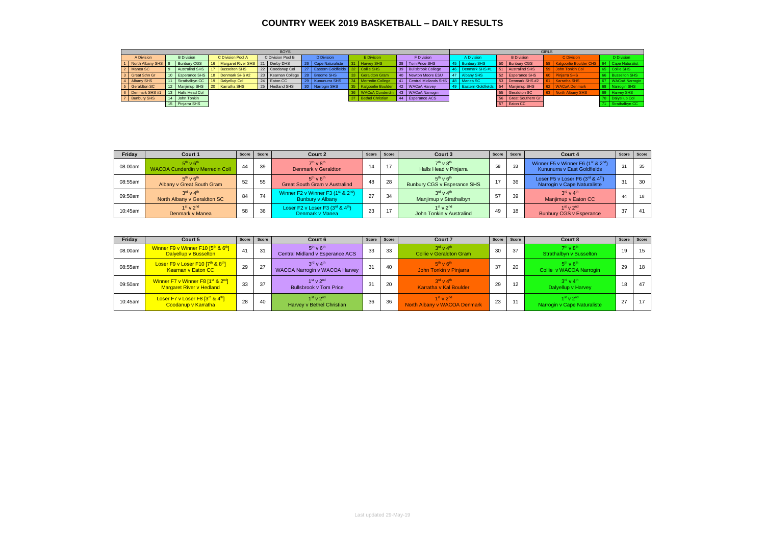# COUNTRY WEEK 2019 BASKETBALL – DAILY RESULTS

| BOYS | | | | | | | | | | | | | | | | GIRLS | | | | | | | |
|---|---|---|---|---|---|---|---|---|---|---|---|---|---|---|---|---|---|---|---|---|---|---|---|
| A Division | | B Division | | C Division Pool A | | C Division Pool B | | D Division | | E Division | | F Division | | | | A Division | | B Division | | C Division | | D Division | |
| 1 | North Albany SHS | 8 | Bunbury CGS | 16 | Margaret River SHS | 21 | Derby DHS | 26 | Cape Naturaliste | 31 | Harvey SHS | 38 | Tom Price SHS | | | 45 | Bunbury SHS | 50 | Bunbury CGS | 58 | Kalgoorlie Boulder CHS | 64 | Cape Naturalist |
| 2 | Manea SC | 9 | Australind SHS | 17 | Busselton SHS | 22 | Coodanup Col | 27 | Eastern Goldfields | 32 | Collie SHS | 39 | Bullsbrook College | | | 46 | Denmark SHS #1 | 51 | Australind SHS | 59 | John Tonkin Col | 65 | Collie SHS |
| 3 | Great Sthn Gr | 10 | Esperance SHS | 18 | Denmark SHS #2 | 23 | Kearnan College | 28 | Broome SHS | 33 | Geraldton Gram | 40 | Newton Moore ESU | | | 47 | Albany SHS | 52 | Esperance SHS | 60 | Pinjarra SHS | 66 | Busselton SHS |
| 4 | Albany SHS | 11 | Strathalbyn CC | 19 | Dalyellup Col | 24 | Eaton CC | 29 | Kununurra SHS | 34 | Merredin College | 41 | Central Midlands SHS | | | 48 | Manea SC | 53 | Denmark SHS #2 | 61 | Karratha SHS | 67 | WACoA Narrogin |
| 5 | Geraldton SC | 12 | Manjimup SHS | 20 | Karratha SHS | 25 | Hedland SHS | 30 | Narrogin SHS | 35 | Kalgoorlie Boulder | 42 | WACoA Harvey | | | 49 | Eastern Goldfields | 54 | Manjimup SHS | 62 | WACoA Denmark | 68 | Narrogin SHS |
| 6 | Denmark SHS #1 | 13 | Halls Head Col | | | | | | | 36 | WACoA Cunderdin | 43 | WACoA Narrogin | | | | | 55 | Geraldton SC | 63 | North Albany SHS | 69 | Harvey SHS |
| 7 | Bunbury SHS | 14 | John Tonkin | | | | | | | 37 | Bethel Christian | 44 | Esperance ACS | | | | | 56 | Great Southern Gr | | | 70 | Dalyellup Col |
| | | 15 | Pinjarra SHS | | | | | | | | | | | | | | | 57 | Eaton CC | | | 71 | Strathalbyn CC |

| Friday | Court 1 | Score | Score | Court 2 | Score | Score | Court 3 | Score | Score | Court 4 | Score | Score |
|---|---|---|---|---|---|---|---|---|---|---|---|---|
| 08.00am | 5th v 6th WACOA Cunderdin v Merredin Coll | 44 | 39 | 7th v 8th Denmark v Geraldton | 14 | 17 | 7th v 8th Halls Head v Pinjarra | 58 | 33 | Winner F5 v Winner F6 (1st & 2nd) Kununurra v East Goldfields | 31 | 35 |
| 08:55am | 5th v 6th Albany v Great South Gram | 52 | 55 | 5th v 6th Great South Gram v Australind | 48 | 28 | 5th v 6th Bunbury CGS v Esperance SHS | 17 | 36 | Loser F5 v Loser F6 (3rd & 4th) Narrogin v Cape Naturaliste | 31 | 30 |
| 09:50am | 3rd v 4th North Albany v Geraldton SC | 84 | 74 | Winner F2 v Winner F3 (1st & 2nd) Bunbury v Albany | 27 | 34 | 3rd v 4th Manjimup v Strathalbyn | 57 | 39 | 3rd v 4th Manjimup v Eaton CC | 44 | 18 |
| 10:45am | 1st v 2nd Denmark v Manea | 58 | 36 | Loser F2 v Loser F3 (3rd & 4th) Denmark v Manea | 23 | 17 | 1st v 2nd John Tonkin v Australind | 49 | 18 | 1st v 2nd Bunbury CGS v Esperance | 37 | 41 |

| Friday | Court 5 | Score | Score | Court 6 | Score | Score | Court 7 | Score | Score | Court 8 | Score | Score |
|---|---|---|---|---|---|---|---|---|---|---|---|---|
| 08.00am | Winner F9 v Winner F10 [5th & 6th] Dalyellup v Busselton | 41 | 31 | 5th v 6th Central Midland v Esperance ACS | 33 | 33 | 3rd v 4th Collie v Geraldton Gram | 30 | 37 | 7th v 8th Strathalbyn v Busselton | 19 | 15 |
| 08:55am | Loser F9 v Loser F10 [7th & 8th] Kearnan v Eaton CC | 29 | 27 | 3rd v 4th WACOA Narrogin v WACOA Harvey | 31 | 40 | 5th v 6th John Tonkin v Pinjarra | 37 | 20 | 5th v 6th Collie v WACOA Narrogin | 29 | 18 |
| 09:50am | Winner F7 v Winner F8 [1st & 2nd] Margaret River v Hedland | 33 | 37 | 1st v 2nd Bullsbrook v Tom Price | 31 | 20 | 3rd v 4th Karratha v Kal Boulder | 29 | 12 | 3rd v 4th Dalyellup v Harvey | 18 | 47 |
| 10:45am | Loser F7 v Loser F8 [3rd & 4th] Coodanup v Karratha | 28 | 40 | 1st v 2nd Harvey v Bethel Christian | 36 | 36 | 1st v 2nd North Albany v WACOA Denmark | 23 | 11 | 1st v 2nd Narrogin v Cape Naturaliste | 27 | 17 |

Last updated 29-May-19